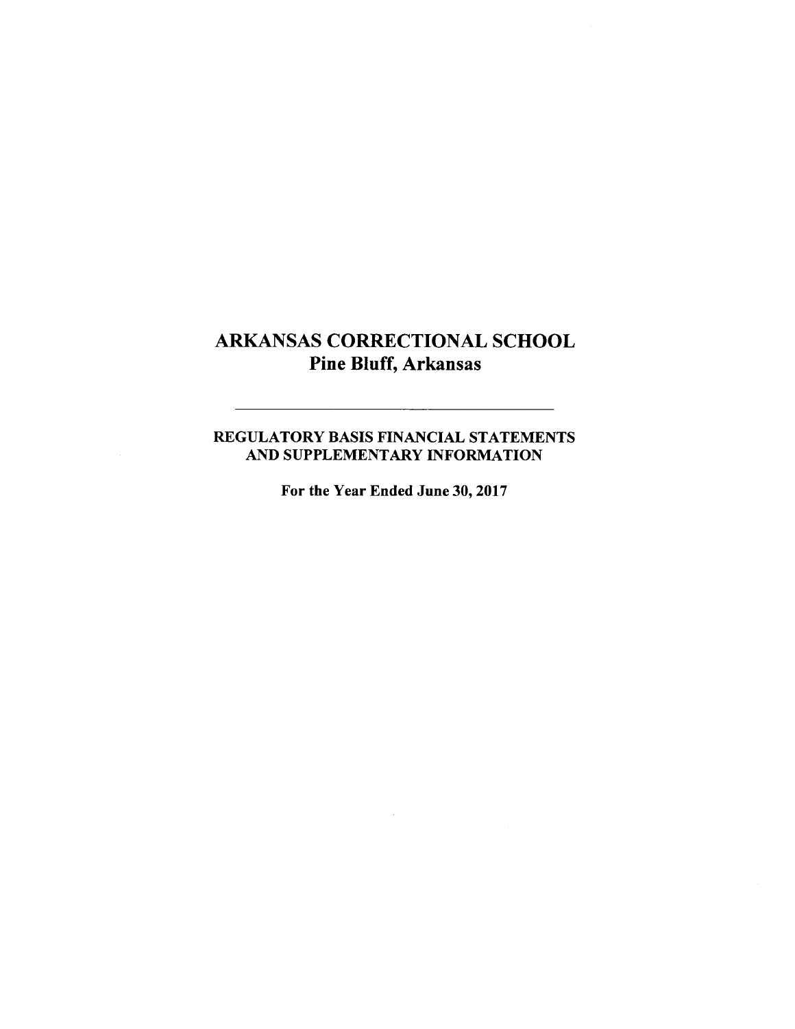# ARKANSAS CORRECTIONAL SCHOOL
## Pine Bluff, Arkansas

---

### REGULATORY BASIS FINANCIAL STATEMENTS AND SUPPLEMENTARY INFORMATION

**For the Year Ended June 30, 2017**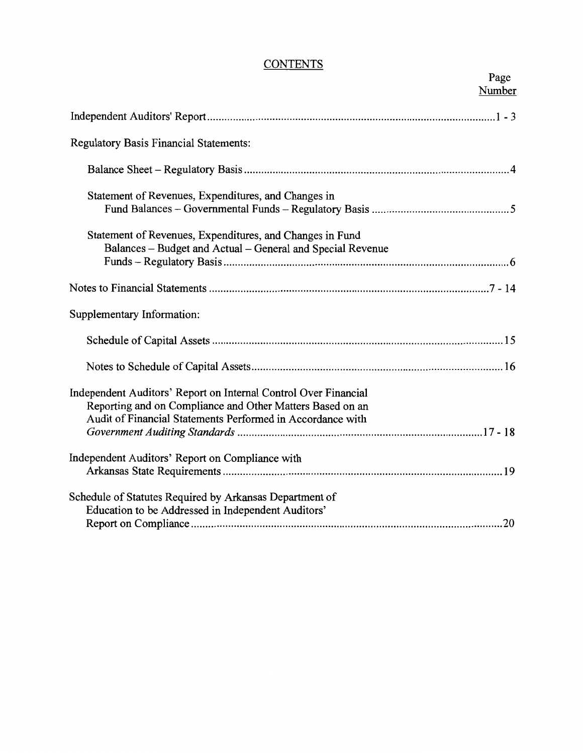# CONTENTS

| | Page Number |
|---|---|
| Independent Auditors' Report | 1 - 3 |
| Regulatory Basis Financial Statements: | |
| Balance Sheet – Regulatory Basis | 4 |
| Statement of Revenues, Expenditures, and Changes in Fund Balances – Governmental Funds – Regulatory Basis | 5 |
| Statement of Revenues, Expenditures, and Changes in Fund Balances – Budget and Actual – General and Special Revenue Funds – Regulatory Basis | 6 |
| Notes to Financial Statements | 7 - 14 |
| Supplementary Information: | |
| Schedule of Capital Assets | 15 |
| Notes to Schedule of Capital Assets | 16 |
| Independent Auditors' Report on Internal Control Over Financial Reporting and on Compliance and Other Matters Based on an Audit of Financial Statements Performed in Accordance with *Government Auditing Standards* | 17 - 18 |
| Independent Auditors' Report on Compliance with Arkansas State Requirements | 19 |
| Schedule of Statutes Required by Arkansas Department of Education to be Addressed in Independent Auditors' Report on Compliance | 20 |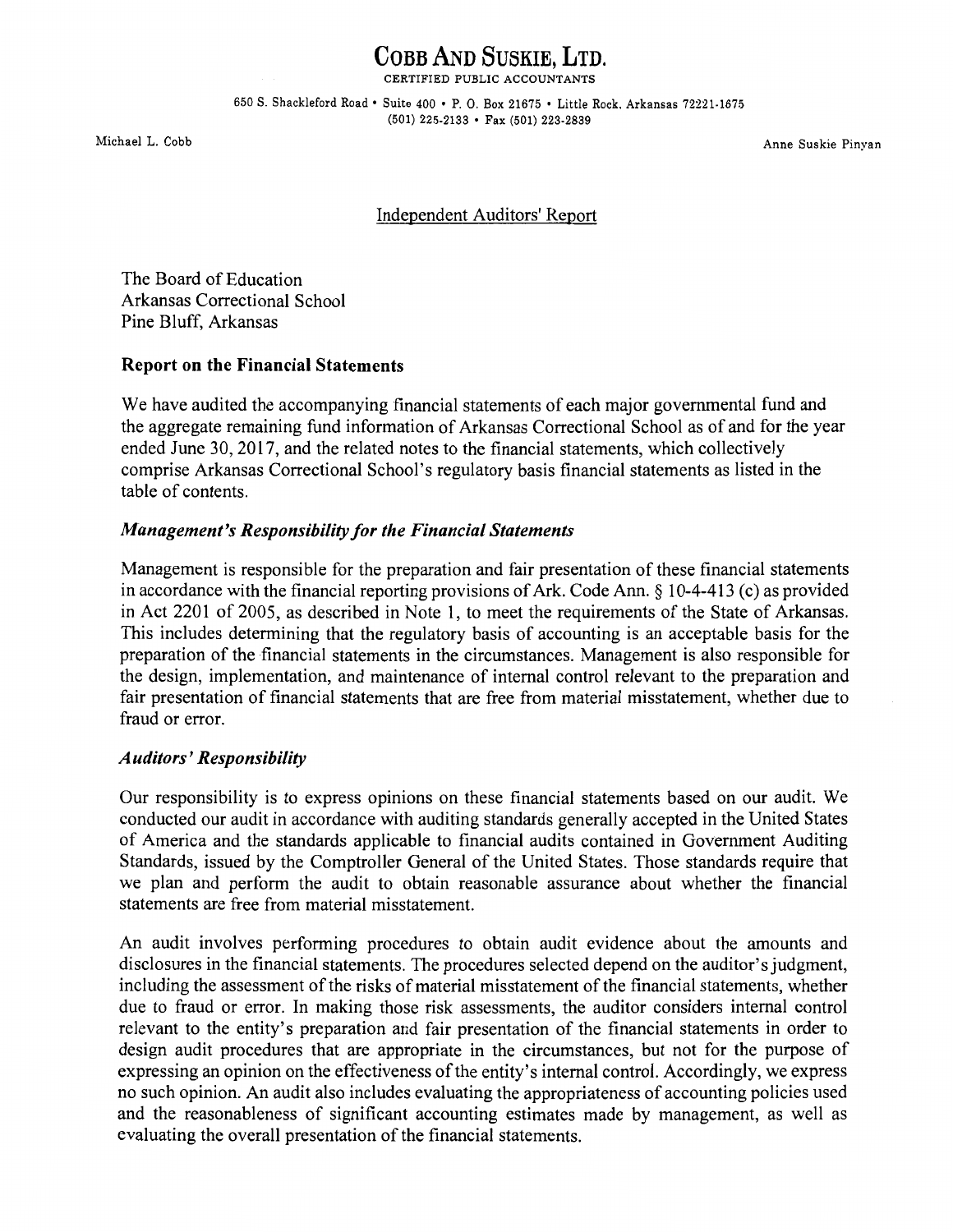# COBB AND SUSKIE, LTD.

CERTIFIED PUBLIC ACCOUNTANTS

650 S. Shackleford Road • Suite 400 • P. O. Box 21675 • Little Rock, Arkansas 72221-1675
(501) 225-2133 • Fax (501) 223-2839

Michael L. Cobb

Anne Suskie Pinyan

## Independent Auditors' Report

The Board of Education
Arkansas Correctional School
Pine Bluff, Arkansas

### Report on the Financial Statements

We have audited the accompanying financial statements of each major governmental fund and the aggregate remaining fund information of Arkansas Correctional School as of and for the year ended June 30, 2017, and the related notes to the financial statements, which collectively comprise Arkansas Correctional School's regulatory basis financial statements as listed in the table of contents.

#### *Management's Responsibility for the Financial Statements*

Management is responsible for the preparation and fair presentation of these financial statements in accordance with the financial reporting provisions of Ark. Code Ann. § 10-4-413 (c) as provided in Act 2201 of 2005, as described in Note 1, to meet the requirements of the State of Arkansas. This includes determining that the regulatory basis of accounting is an acceptable basis for the preparation of the financial statements in the circumstances. Management is also responsible for the design, implementation, and maintenance of internal control relevant to the preparation and fair presentation of financial statements that are free from material misstatement, whether due to fraud or error.

#### *Auditors' Responsibility*

Our responsibility is to express opinions on these financial statements based on our audit. We conducted our audit in accordance with auditing standards generally accepted in the United States of America and the standards applicable to financial audits contained in Government Auditing Standards, issued by the Comptroller General of the United States. Those standards require that we plan and perform the audit to obtain reasonable assurance about whether the financial statements are free from material misstatement.

An audit involves performing procedures to obtain audit evidence about the amounts and disclosures in the financial statements. The procedures selected depend on the auditor's judgment, including the assessment of the risks of material misstatement of the financial statements, whether due to fraud or error. In making those risk assessments, the auditor considers internal control relevant to the entity's preparation and fair presentation of the financial statements in order to design audit procedures that are appropriate in the circumstances, but not for the purpose of expressing an opinion on the effectiveness of the entity's internal control. Accordingly, we express no such opinion. An audit also includes evaluating the appropriateness of accounting policies used and the reasonableness of significant accounting estimates made by management, as well as evaluating the overall presentation of the financial statements.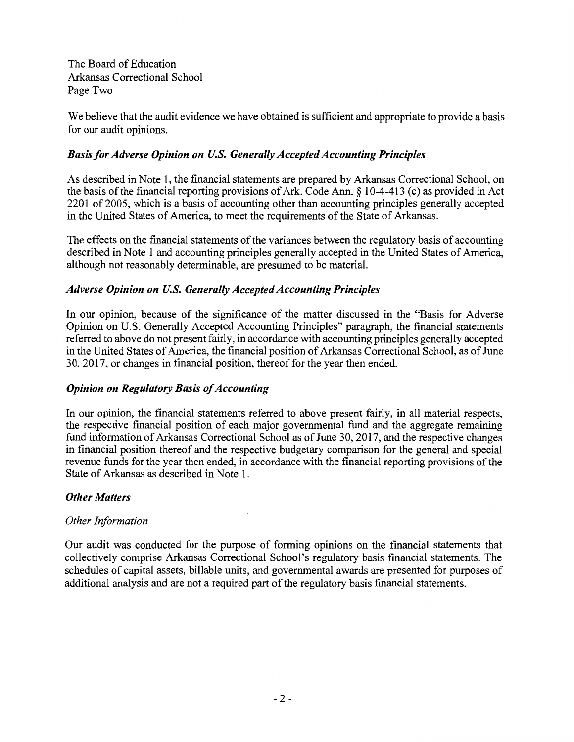The Board of Education
Arkansas Correctional School
Page Two

We believe that the audit evidence we have obtained is sufficient and appropriate to provide a basis for our audit opinions.

***Basis for Adverse Opinion on U.S. Generally Accepted Accounting Principles***

As described in Note 1, the financial statements are prepared by Arkansas Correctional School, on the basis of the financial reporting provisions of Ark. Code Ann. § 10-4-413 (c) as provided in Act 2201 of 2005, which is a basis of accounting other than accounting principles generally accepted in the United States of America, to meet the requirements of the State of Arkansas.

The effects on the financial statements of the variances between the regulatory basis of accounting described in Note 1 and accounting principles generally accepted in the United States of America, although not reasonably determinable, are presumed to be material.

***Adverse Opinion on U.S. Generally Accepted Accounting Principles***

In our opinion, because of the significance of the matter discussed in the "Basis for Adverse Opinion on U.S. Generally Accepted Accounting Principles" paragraph, the financial statements referred to above do not present fairly, in accordance with accounting principles generally accepted in the United States of America, the financial position of Arkansas Correctional School, as of June 30, 2017, or changes in financial position, thereof for the year then ended.

***Opinion on Regulatory Basis of Accounting***

In our opinion, the financial statements referred to above present fairly, in all material respects, the respective financial position of each major governmental fund and the aggregate remaining fund information of Arkansas Correctional School as of June 30, 2017, and the respective changes in financial position thereof and the respective budgetary comparison for the general and special revenue funds for the year then ended, in accordance with the financial reporting provisions of the State of Arkansas as described in Note 1.

***Other Matters***

*Other Information*

Our audit was conducted for the purpose of forming opinions on the financial statements that collectively comprise Arkansas Correctional School's regulatory basis financial statements. The schedules of capital assets, billable units, and governmental awards are presented for purposes of additional analysis and are not a required part of the regulatory basis financial statements.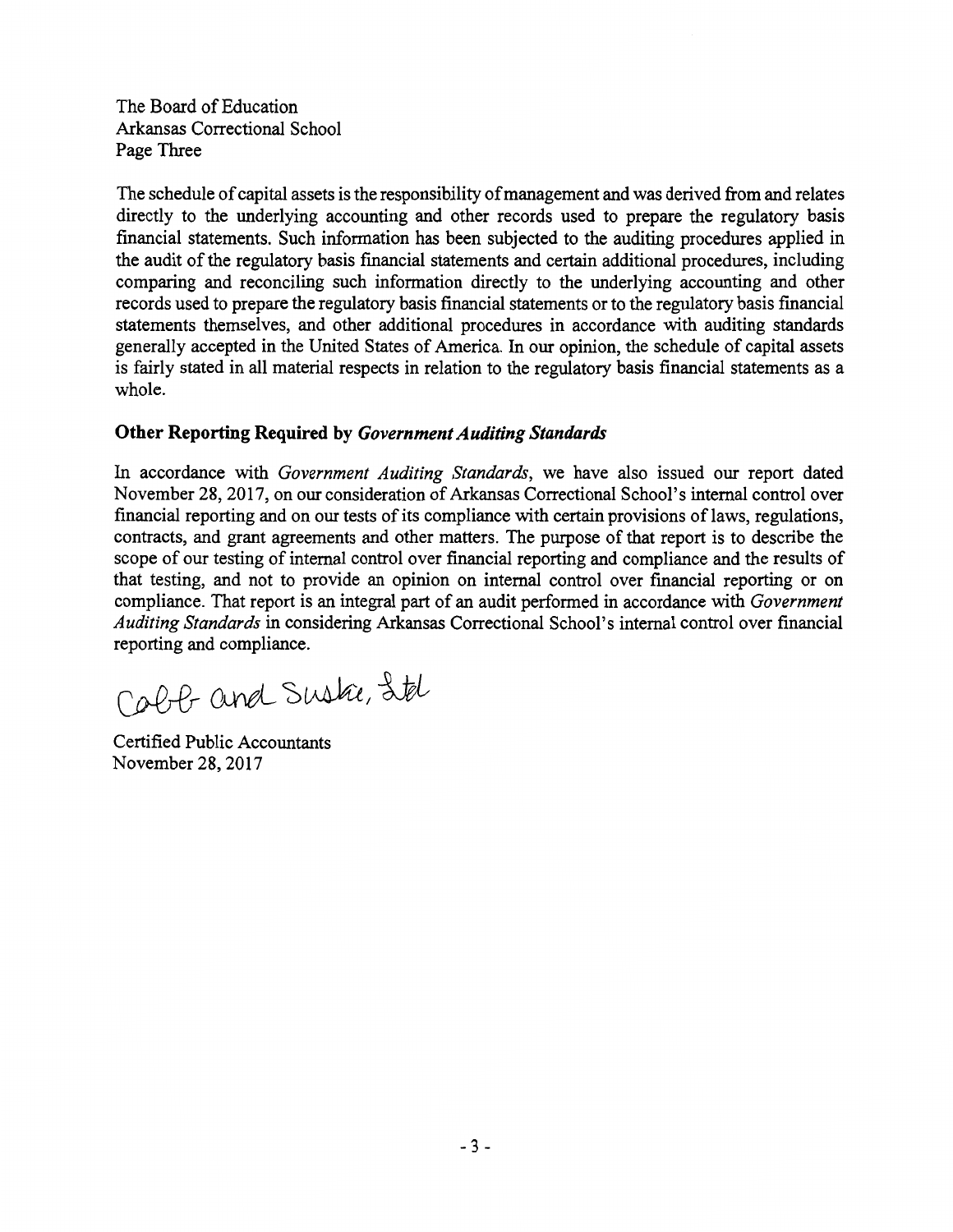The Board of Education
Arkansas Correctional School
Page Three

The schedule of capital assets is the responsibility of management and was derived from and relates directly to the underlying accounting and other records used to prepare the regulatory basis financial statements. Such information has been subjected to the auditing procedures applied in the audit of the regulatory basis financial statements and certain additional procedures, including comparing and reconciling such information directly to the underlying accounting and other records used to prepare the regulatory basis financial statements or to the regulatory basis financial statements themselves, and other additional procedures in accordance with auditing standards generally accepted in the United States of America. In our opinion, the schedule of capital assets is fairly stated in all material respects in relation to the regulatory basis financial statements as a whole.

### Other Reporting Required by *Government Auditing Standards*

In accordance with *Government Auditing Standards*, we have also issued our report dated November 28, 2017, on our consideration of Arkansas Correctional School's internal control over financial reporting and on our tests of its compliance with certain provisions of laws, regulations, contracts, and grant agreements and other matters. The purpose of that report is to describe the scope of our testing of internal control over financial reporting and compliance and the results of that testing, and not to provide an opinion on internal control over financial reporting or on compliance. That report is an integral part of an audit performed in accordance with *Government Auditing Standards* in considering Arkansas Correctional School's internal control over financial reporting and compliance.

Cobb and Suskie, Ltd

Certified Public Accountants
November 28, 2017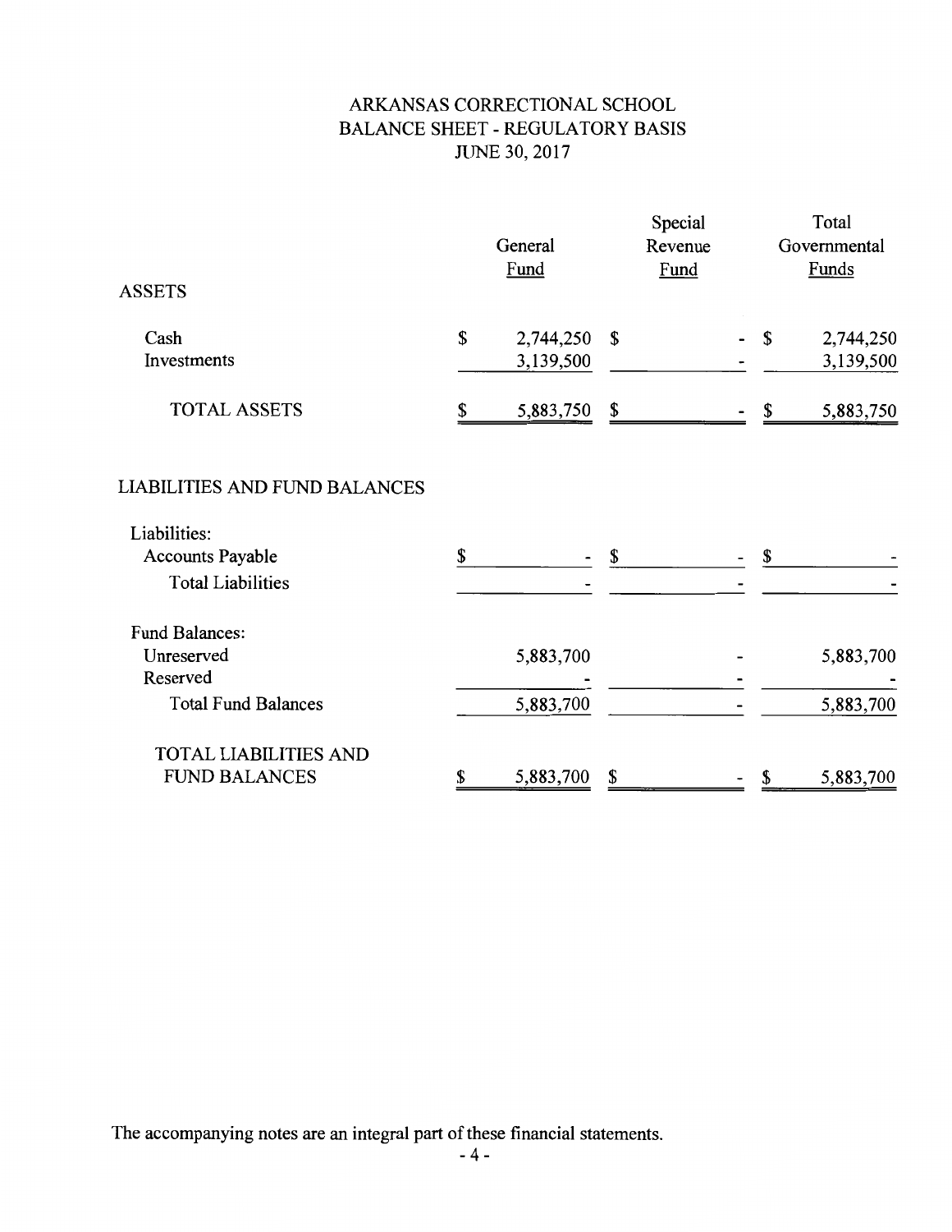# ARKANSAS CORRECTIONAL SCHOOL
## BALANCE SHEET - REGULATORY BASIS
### JUNE 30, 2017

| | General Fund | Special Revenue Fund | Total Governmental Funds |
|---|---|---|---|
| **ASSETS** | | | |
| Cash | $ 2,744,250 | $ - | $ 2,744,250 |
| Investments | 3,139,500 | - | 3,139,500 |
| TOTAL ASSETS | $ 5,883,750 | $ - | $ 5,883,750 |
| **LIABILITIES AND FUND BALANCES** | | | |
| Liabilities: | | | |
| Accounts Payable | $ - | $ - | $ - |
| Total Liabilities | - | - | - |
| Fund Balances: | | | |
| Unreserved | 5,883,700 | - | 5,883,700 |
| Reserved | - | - | - |
| Total Fund Balances | 5,883,700 | - | 5,883,700 |
| TOTAL LIABILITIES AND FUND BALANCES | $ 5,883,700 | $ - | $ 5,883,700 |

The accompanying notes are an integral part of these financial statements.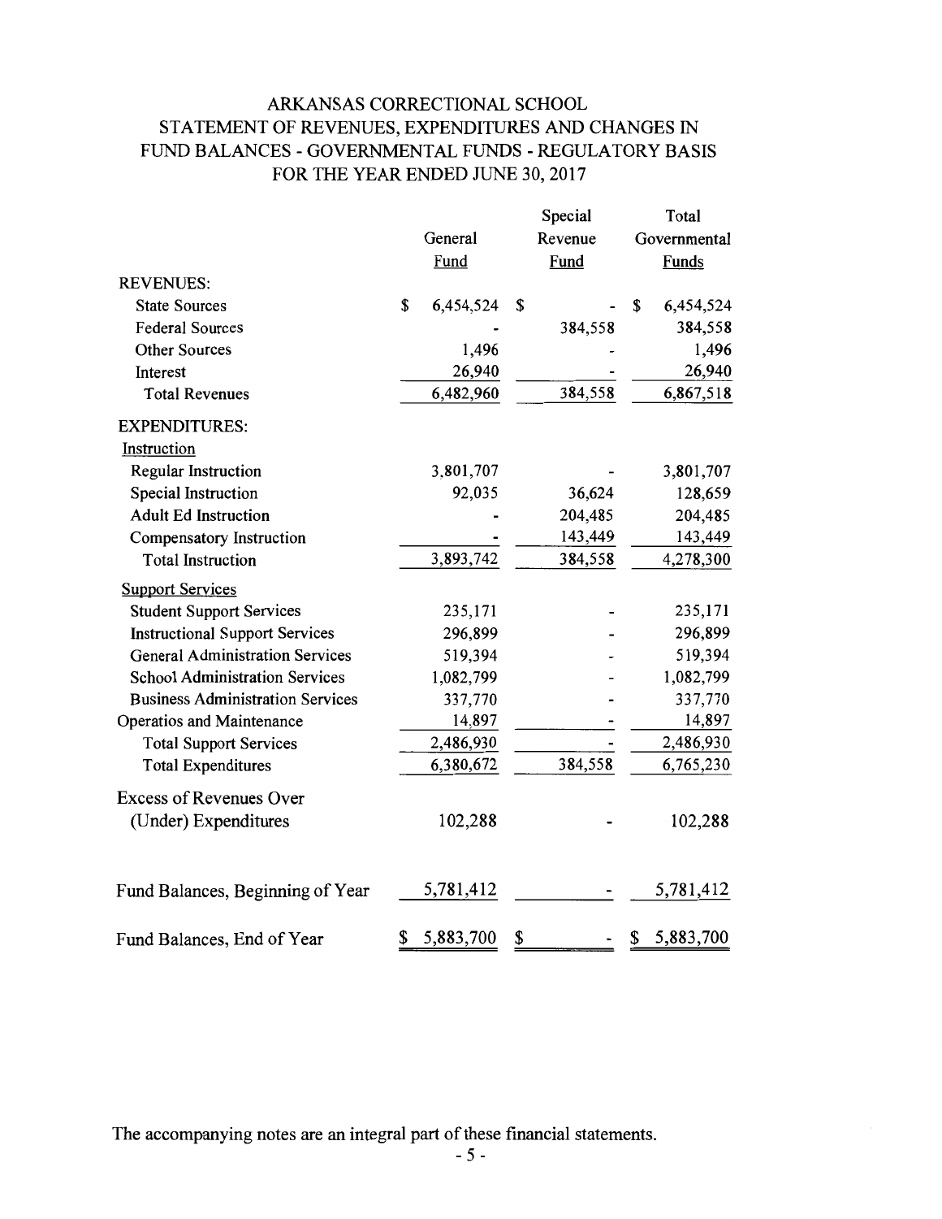# ARKANSAS CORRECTIONAL SCHOOL
## STATEMENT OF REVENUES, EXPENDITURES AND CHANGES IN FUND BALANCES - GOVERNMENTAL FUNDS - REGULATORY BASIS
### FOR THE YEAR ENDED JUNE 30, 2017

| | General Fund | Special Revenue Fund | Total Governmental Funds |
|---|---|---|---|
| **REVENUES:** | | | |
| State Sources | $ 6,454,524 | $ - | $ 6,454,524 |
| Federal Sources | - | 384,558 | 384,558 |
| Other Sources | 1,496 | - | 1,496 |
| Interest | 26,940 | - | 26,940 |
| Total Revenues | 6,482,960 | 384,558 | 6,867,518 |
| **EXPENDITURES:** | | | |
| Instruction | | | |
| Regular Instruction | 3,801,707 | - | 3,801,707 |
| Special Instruction | 92,035 | 36,624 | 128,659 |
| Adult Ed Instruction | - | 204,485 | 204,485 |
| Compensatory Instruction | - | 143,449 | 143,449 |
| Total Instruction | 3,893,742 | 384,558 | 4,278,300 |
| Support Services | | | |
| Student Support Services | 235,171 | - | 235,171 |
| Instructional Support Services | 296,899 | - | 296,899 |
| General Administration Services | 519,394 | - | 519,394 |
| School Administration Services | 1,082,799 | - | 1,082,799 |
| Business Administration Services | 337,770 | - | 337,770 |
| Operatios and Maintenance | 14,897 | - | 14,897 |
| Total Support Services | 2,486,930 | - | 2,486,930 |
| Total Expenditures | 6,380,672 | 384,558 | 6,765,230 |
| Excess of Revenues Over (Under) Expenditures | 102,288 | - | 102,288 |
| Fund Balances, Beginning of Year | 5,781,412 | - | 5,781,412 |
| Fund Balances, End of Year | $ 5,883,700 | $ - | $ 5,883,700 |

The accompanying notes are an integral part of these financial statements.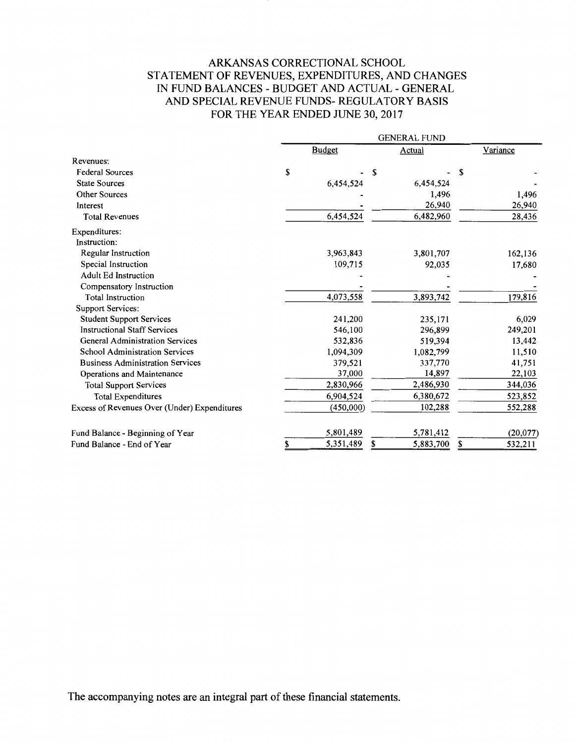# ARKANSAS CORRECTIONAL SCHOOL
## STATEMENT OF REVENUES, EXPENDITURES, AND CHANGES IN FUND BALANCES - BUDGET AND ACTUAL - GENERAL AND SPECIAL REVENUE FUNDS- REGULATORY BASIS
## FOR THE YEAR ENDED JUNE 30, 2017

| | GENERAL FUND | | |
|---|---|---|---|
| | Budget | Actual | Variance |
| Revenues: | | | |
| Federal Sources | $ - | $ - | $ - |
| State Sources | 6,454,524 | 6,454,524 | - |
| Other Sources | - | 1,496 | 1,496 |
| Interest | - | 26,940 | 26,940 |
| Total Revenues | 6,454,524 | 6,482,960 | 28,436 |
| Expenditures: | | | |
| Instruction: | | | |
| Regular Instruction | 3,963,843 | 3,801,707 | 162,136 |
| Special Instruction | 109,715 | 92,035 | 17,680 |
| Adult Ed Instruction | - | - | - |
| Compensatory Instruction | - | - | - |
| Total Instruction | 4,073,558 | 3,893,742 | 179,816 |
| Support Services: | | | |
| Student Support Services | 241,200 | 235,171 | 6,029 |
| Instructional Staff Services | 546,100 | 296,899 | 249,201 |
| General Administration Services | 532,836 | 519,394 | 13,442 |
| School Administration Services | 1,094,309 | 1,082,799 | 11,510 |
| Business Administration Services | 379,521 | 337,770 | 41,751 |
| Operations and Maintenance | 37,000 | 14,897 | 22,103 |
| Total Support Services | 2,830,966 | 2,486,930 | 344,036 |
| Total Expenditures | 6,904,524 | 6,380,672 | 523,852 |
| Excess of Revenues Over (Under) Expenditures | (450,000) | 102,288 | 552,288 |
| Fund Balance - Beginning of Year | 5,801,489 | 5,781,412 | (20,077) |
| Fund Balance - End of Year | $ 5,351,489 | $ 5,883,700 | $ 532,211 |

The accompanying notes are an integral part of these financial statements.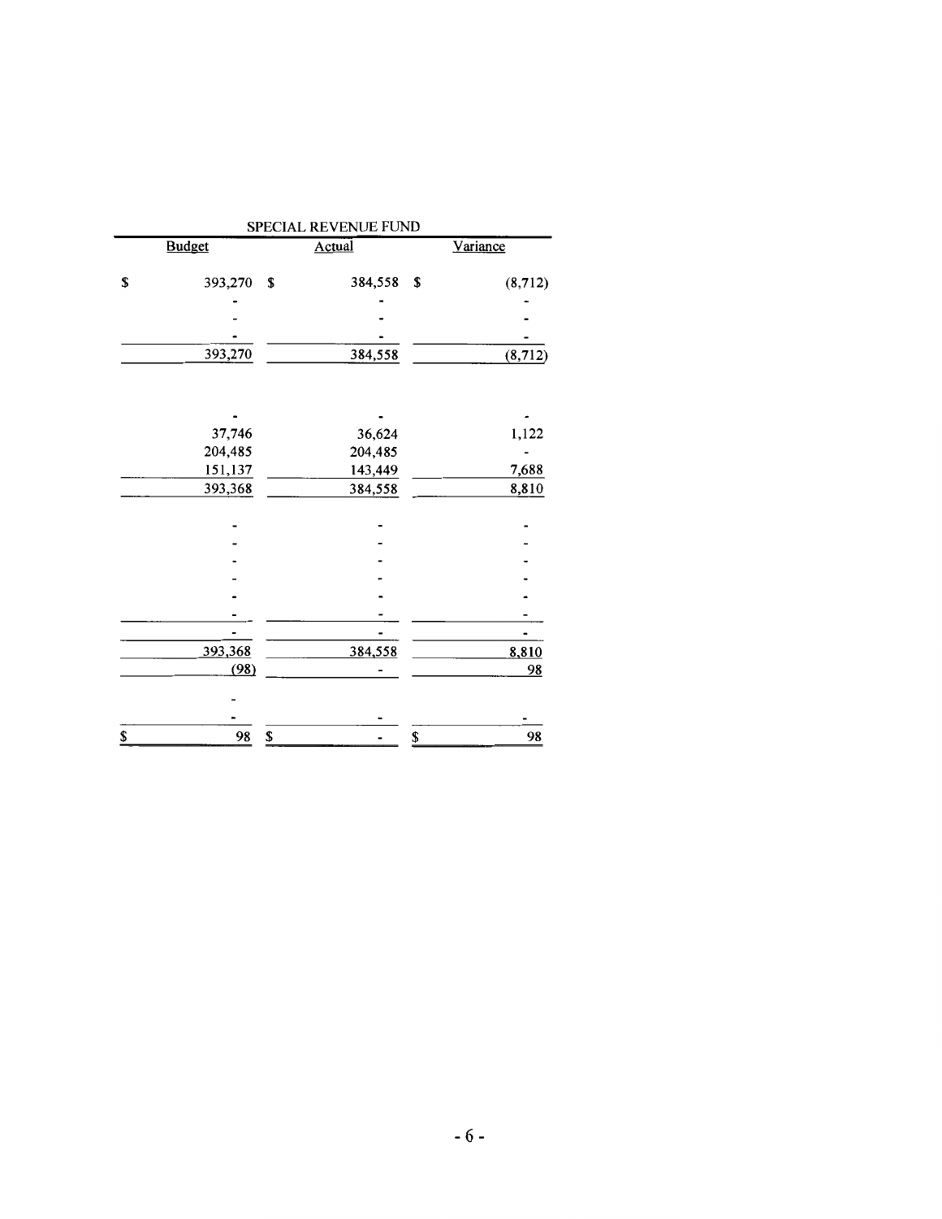| SPECIAL REVENUE FUND | | |
|---|---|---|
| Budget | Actual | Variance |
| $ 393,270 | $ 384,558 | $ (8,712) |
| - | - | - |
| - | - | - |
| - | - | - |
| 393,270 | 384,558 | (8,712) |
| | | |
| - | - | - |
| 37,746 | 36,624 | 1,122 |
| 204,485 | 204,485 | - |
| 151,137 | 143,449 | 7,688 |
| 393,368 | 384,558 | 8,810 |
| | | |
| - | - | - |
| - | - | - |
| - | - | - |
| - | - | - |
| - | - | - |
| - | - | - |
| - | - | - |
| 393,368 | 384,558 | 8,810 |
| (98) | - | 98 |
| | | |
| - | | |
| - | - | - |
| $ 98 | $ - | $ 98 |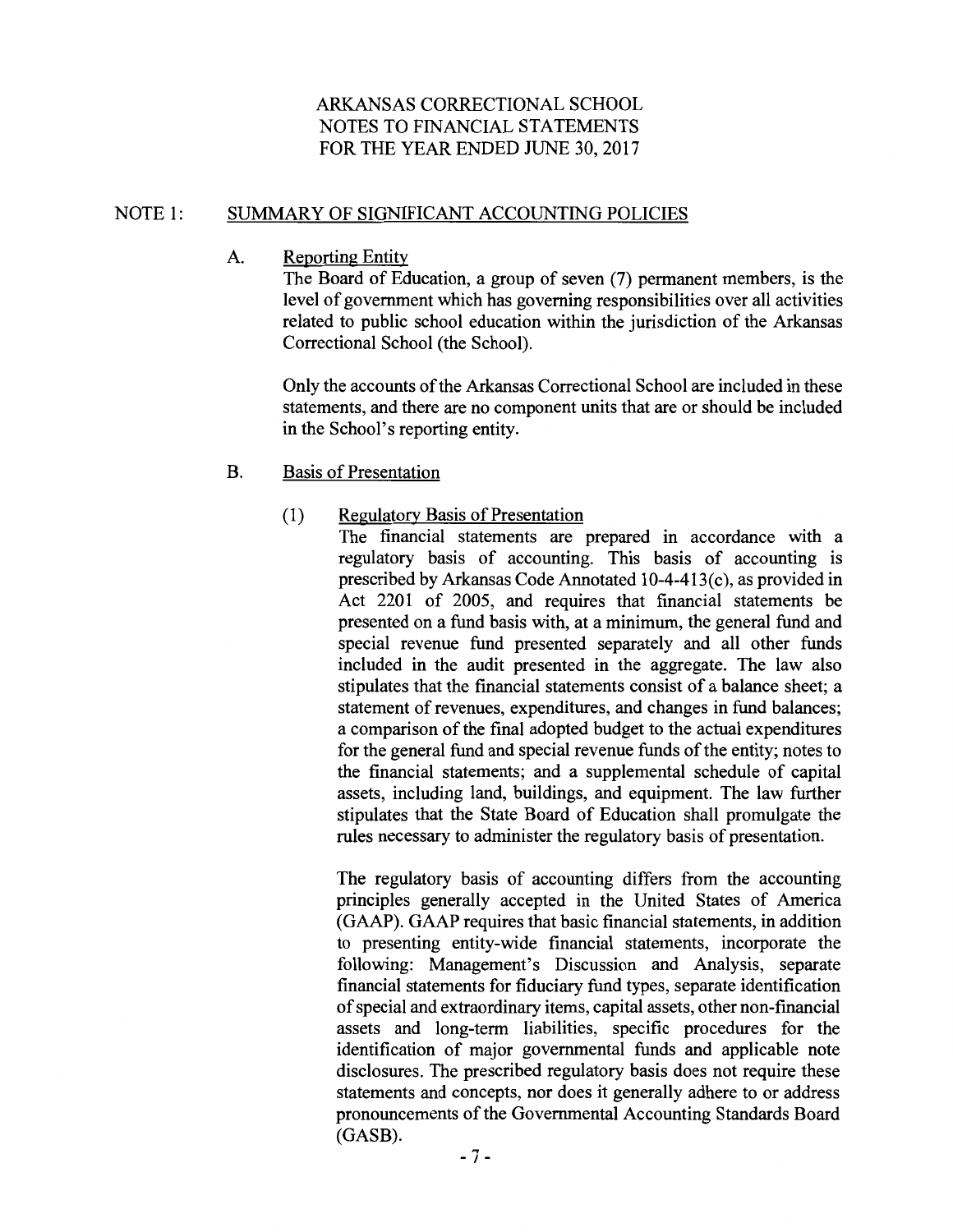ARKANSAS CORRECTIONAL SCHOOL
NOTES TO FINANCIAL STATEMENTS
FOR THE YEAR ENDED JUNE 30, 2017

## NOTE 1: SUMMARY OF SIGNIFICANT ACCOUNTING POLICIES

### A. Reporting Entity

The Board of Education, a group of seven (7) permanent members, is the level of government which has governing responsibilities over all activities related to public school education within the jurisdiction of the Arkansas Correctional School (the School).

Only the accounts of the Arkansas Correctional School are included in these statements, and there are no component units that are or should be included in the School's reporting entity.

### B. Basis of Presentation

#### (1) Regulatory Basis of Presentation

The financial statements are prepared in accordance with a regulatory basis of accounting. This basis of accounting is prescribed by Arkansas Code Annotated 10-4-413(c), as provided in Act 2201 of 2005, and requires that financial statements be presented on a fund basis with, at a minimum, the general fund and special revenue fund presented separately and all other funds included in the audit presented in the aggregate. The law also stipulates that the financial statements consist of a balance sheet; a statement of revenues, expenditures, and changes in fund balances; a comparison of the final adopted budget to the actual expenditures for the general fund and special revenue funds of the entity; notes to the financial statements; and a supplemental schedule of capital assets, including land, buildings, and equipment. The law further stipulates that the State Board of Education shall promulgate the rules necessary to administer the regulatory basis of presentation.

The regulatory basis of accounting differs from the accounting principles generally accepted in the United States of America (GAAP). GAAP requires that basic financial statements, in addition to presenting entity-wide financial statements, incorporate the following: Management's Discussion and Analysis, separate financial statements for fiduciary fund types, separate identification of special and extraordinary items, capital assets, other non-financial assets and long-term liabilities, specific procedures for the identification of major governmental funds and applicable note disclosures. The prescribed regulatory basis does not require these statements and concepts, nor does it generally adhere to or address pronouncements of the Governmental Accounting Standards Board (GASB).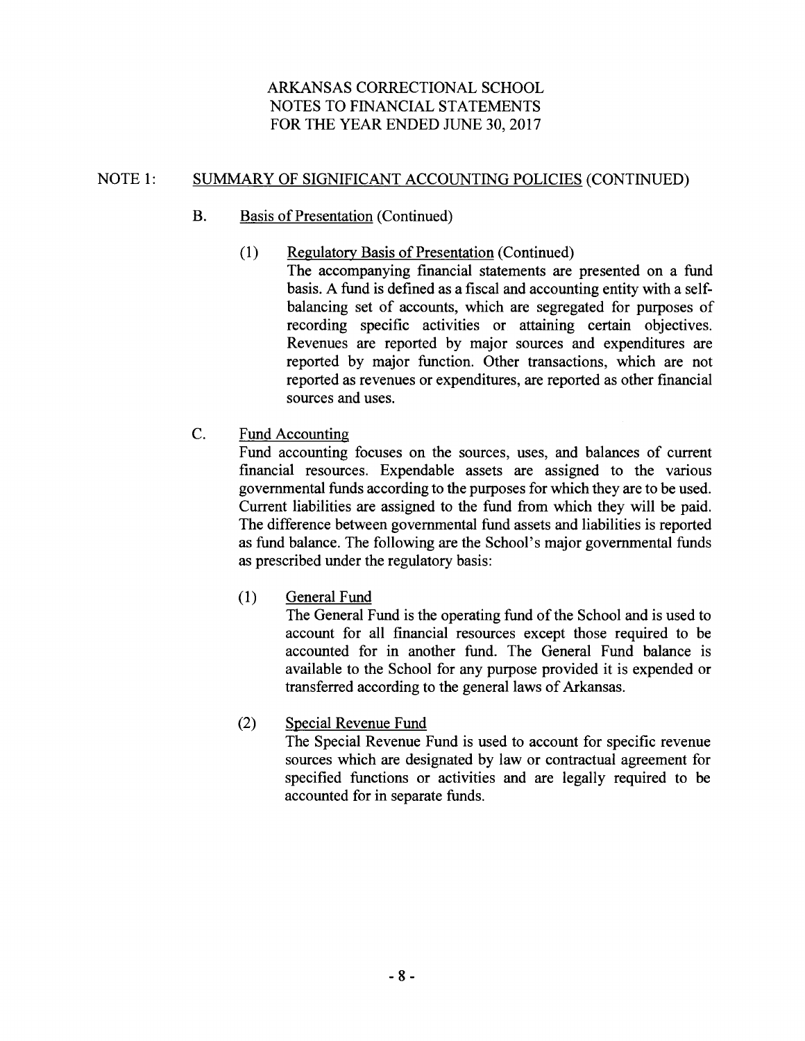ARKANSAS CORRECTIONAL SCHOOL
NOTES TO FINANCIAL STATEMENTS
FOR THE YEAR ENDED JUNE 30, 2017

## NOTE 1: SUMMARY OF SIGNIFICANT ACCOUNTING POLICIES (CONTINUED)

### B. Basis of Presentation (Continued)

#### (1) Regulatory Basis of Presentation (Continued)

The accompanying financial statements are presented on a fund basis. A fund is defined as a fiscal and accounting entity with a self-balancing set of accounts, which are segregated for purposes of recording specific activities or attaining certain objectives. Revenues are reported by major sources and expenditures are reported by major function. Other transactions, which are not reported as revenues or expenditures, are reported as other financial sources and uses.

### C. Fund Accounting

Fund accounting focuses on the sources, uses, and balances of current financial resources. Expendable assets are assigned to the various governmental funds according to the purposes for which they are to be used. Current liabilities are assigned to the fund from which they will be paid. The difference between governmental fund assets and liabilities is reported as fund balance. The following are the School's major governmental funds as prescribed under the regulatory basis:

#### (1) General Fund

The General Fund is the operating fund of the School and is used to account for all financial resources except those required to be accounted for in another fund. The General Fund balance is available to the School for any purpose provided it is expended or transferred according to the general laws of Arkansas.

#### (2) Special Revenue Fund

The Special Revenue Fund is used to account for specific revenue sources which are designated by law or contractual agreement for specified functions or activities and are legally required to be accounted for in separate funds.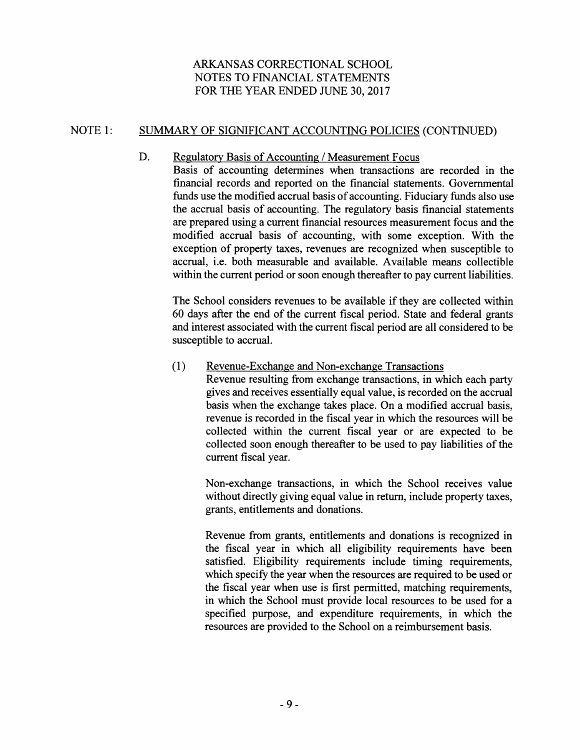ARKANSAS CORRECTIONAL SCHOOL
NOTES TO FINANCIAL STATEMENTS
FOR THE YEAR ENDED JUNE 30, 2017

NOTE 1: SUMMARY OF SIGNIFICANT ACCOUNTING POLICIES (CONTINUED)

D. Regulatory Basis of Accounting / Measurement Focus

Basis of accounting determines when transactions are recorded in the financial records and reported on the financial statements. Governmental funds use the modified accrual basis of accounting. Fiduciary funds also use the accrual basis of accounting. The regulatory basis financial statements are prepared using a current financial resources measurement focus and the modified accrual basis of accounting, with some exception. With the exception of property taxes, revenues are recognized when susceptible to accrual, i.e. both measurable and available. Available means collectible within the current period or soon enough thereafter to pay current liabilities.

The School considers revenues to be available if they are collected within 60 days after the end of the current fiscal period. State and federal grants and interest associated with the current fiscal period are all considered to be susceptible to accrual.

(1) Revenue-Exchange and Non-exchange Transactions

Revenue resulting from exchange transactions, in which each party gives and receives essentially equal value, is recorded on the accrual basis when the exchange takes place. On a modified accrual basis, revenue is recorded in the fiscal year in which the resources will be collected within the current fiscal year or are expected to be collected soon enough thereafter to be used to pay liabilities of the current fiscal year.

Non-exchange transactions, in which the School receives value without directly giving equal value in return, include property taxes, grants, entitlements and donations.

Revenue from grants, entitlements and donations is recognized in the fiscal year in which all eligibility requirements have been satisfied. Eligibility requirements include timing requirements, which specify the year when the resources are required to be used or the fiscal year when use is first permitted, matching requirements, in which the School must provide local resources to be used for a specified purpose, and expenditure requirements, in which the resources are provided to the School on a reimbursement basis.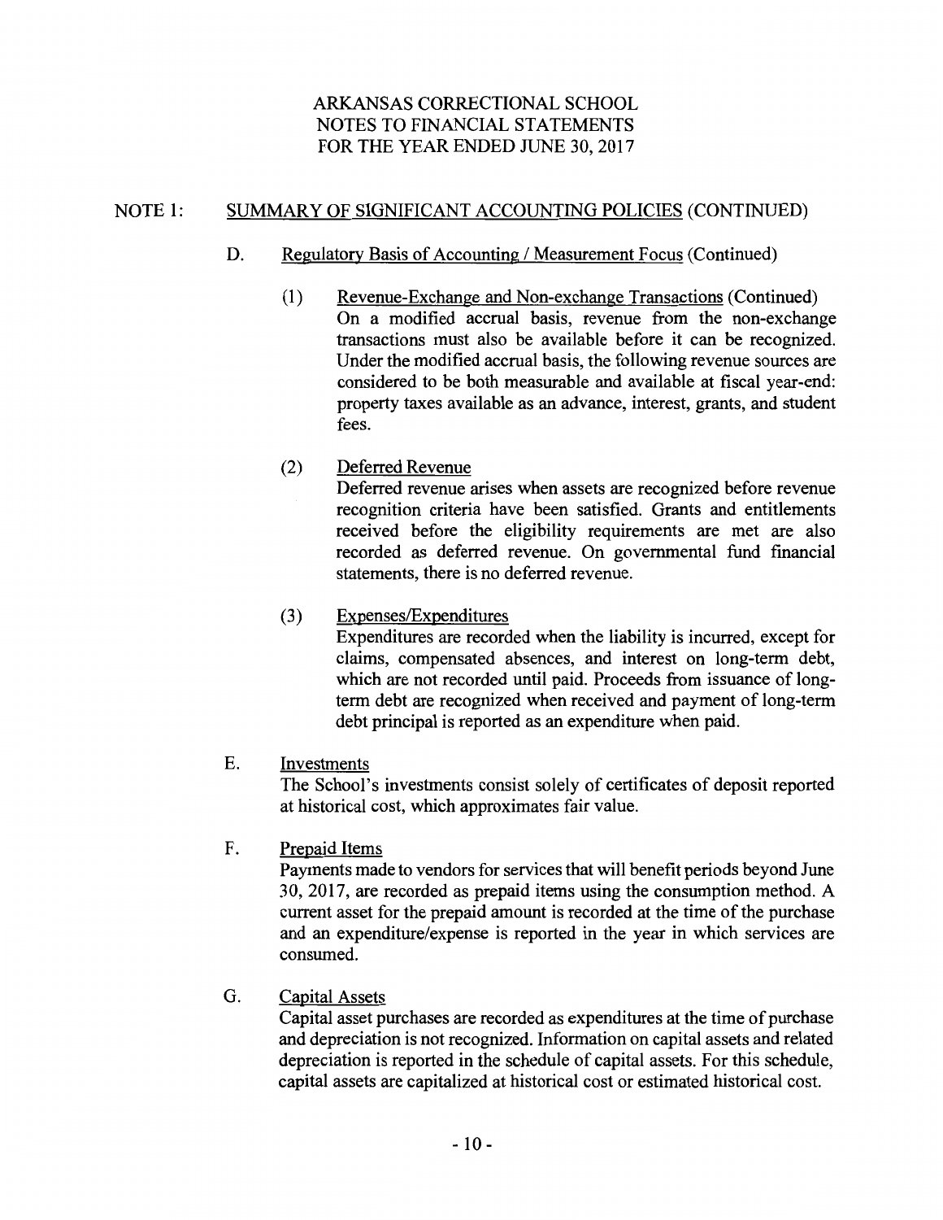ARKANSAS CORRECTIONAL SCHOOL
NOTES TO FINANCIAL STATEMENTS
FOR THE YEAR ENDED JUNE 30, 2017

## NOTE 1: SUMMARY OF SIGNIFICANT ACCOUNTING POLICIES (CONTINUED)

### D. Regulatory Basis of Accounting / Measurement Focus (Continued)

(1) Revenue-Exchange and Non-exchange Transactions (Continued)
On a modified accrual basis, revenue from the non-exchange transactions must also be available before it can be recognized. Under the modified accrual basis, the following revenue sources are considered to be both measurable and available at fiscal year-end: property taxes available as an advance, interest, grants, and student fees.

(2) Deferred Revenue
Deferred revenue arises when assets are recognized before revenue recognition criteria have been satisfied. Grants and entitlements received before the eligibility requirements are met are also recorded as deferred revenue. On governmental fund financial statements, there is no deferred revenue.

(3) Expenses/Expenditures
Expenditures are recorded when the liability is incurred, except for claims, compensated absences, and interest on long-term debt, which are not recorded until paid. Proceeds from issuance of long-term debt are recognized when received and payment of long-term debt principal is reported as an expenditure when paid.

### E. Investments

The School's investments consist solely of certificates of deposit reported at historical cost, which approximates fair value.

### F. Prepaid Items

Payments made to vendors for services that will benefit periods beyond June 30, 2017, are recorded as prepaid items using the consumption method. A current asset for the prepaid amount is recorded at the time of the purchase and an expenditure/expense is reported in the year in which services are consumed.

### G. Capital Assets

Capital asset purchases are recorded as expenditures at the time of purchase and depreciation is not recognized. Information on capital assets and related depreciation is reported in the schedule of capital assets. For this schedule, capital assets are capitalized at historical cost or estimated historical cost.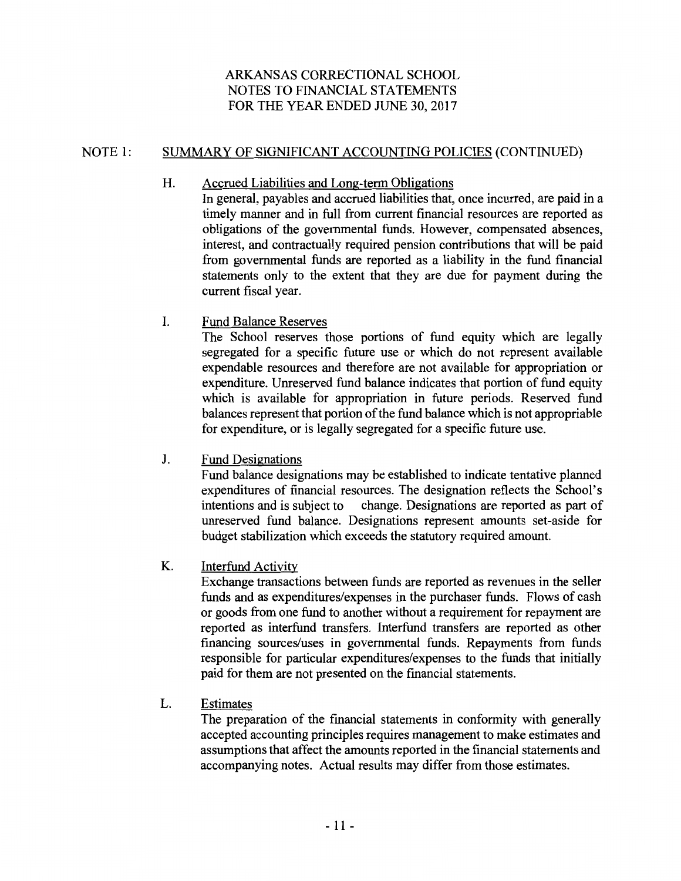# ARKANSAS CORRECTIONAL SCHOOL
## NOTES TO FINANCIAL STATEMENTS
## FOR THE YEAR ENDED JUNE 30, 2017

### NOTE 1: SUMMARY OF SIGNIFICANT ACCOUNTING POLICIES (CONTINUED)

**H. Accrued Liabilities and Long-term Obligations**

In general, payables and accrued liabilities that, once incurred, are paid in a timely manner and in full from current financial resources are reported as obligations of the governmental funds. However, compensated absences, interest, and contractually required pension contributions that will be paid from governmental funds are reported as a liability in the fund financial statements only to the extent that they are due for payment during the current fiscal year.

**I. Fund Balance Reserves**

The School reserves those portions of fund equity which are legally segregated for a specific future use or which do not represent available expendable resources and therefore are not available for appropriation or expenditure. Unreserved fund balance indicates that portion of fund equity which is available for appropriation in future periods. Reserved fund balances represent that portion of the fund balance which is not appropriable for expenditure, or is legally segregated for a specific future use.

**J. Fund Designations**

Fund balance designations may be established to indicate tentative planned expenditures of financial resources. The designation reflects the School's intentions and is subject to change. Designations are reported as part of unreserved fund balance. Designations represent amounts set-aside for budget stabilization which exceeds the statutory required amount.

**K. Interfund Activity**

Exchange transactions between funds are reported as revenues in the seller funds and as expenditures/expenses in the purchaser funds. Flows of cash or goods from one fund to another without a requirement for repayment are reported as interfund transfers. Interfund transfers are reported as other financing sources/uses in governmental funds. Repayments from funds responsible for particular expenditures/expenses to the funds that initially paid for them are not presented on the financial statements.

**L. Estimates**

The preparation of the financial statements in conformity with generally accepted accounting principles requires management to make estimates and assumptions that affect the amounts reported in the financial statements and accompanying notes. Actual results may differ from those estimates.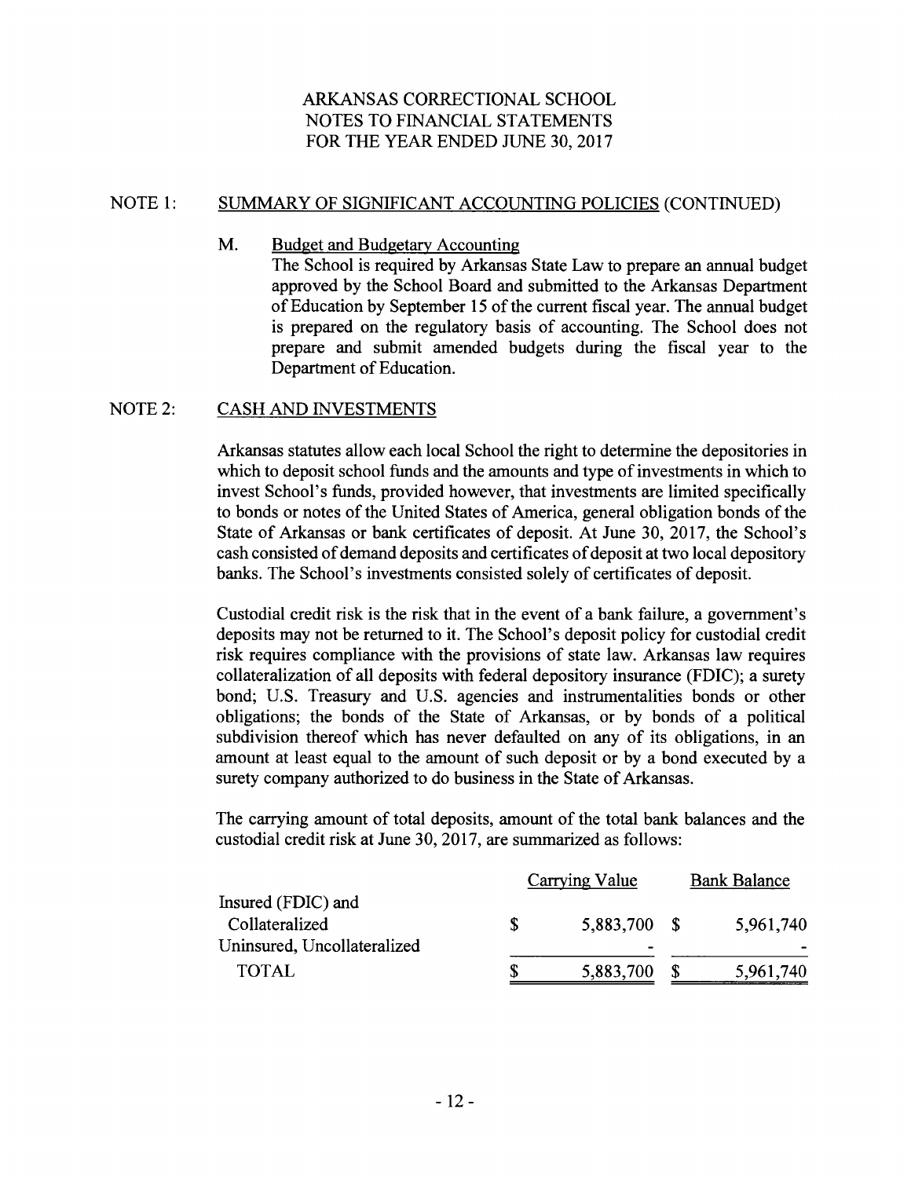ARKANSAS CORRECTIONAL SCHOOL
NOTES TO FINANCIAL STATEMENTS
FOR THE YEAR ENDED JUNE 30, 2017

## NOTE 1: SUMMARY OF SIGNIFICANT ACCOUNTING POLICIES (CONTINUED)

M. Budget and Budgetary Accounting

The School is required by Arkansas State Law to prepare an annual budget approved by the School Board and submitted to the Arkansas Department of Education by September 15 of the current fiscal year. The annual budget is prepared on the regulatory basis of accounting. The School does not prepare and submit amended budgets during the fiscal year to the Department of Education.

## NOTE 2: CASH AND INVESTMENTS

Arkansas statutes allow each local School the right to determine the depositories in which to deposit school funds and the amounts and type of investments in which to invest School's funds, provided however, that investments are limited specifically to bonds or notes of the United States of America, general obligation bonds of the State of Arkansas or bank certificates of deposit. At June 30, 2017, the School's cash consisted of demand deposits and certificates of deposit at two local depository banks. The School's investments consisted solely of certificates of deposit.

Custodial credit risk is the risk that in the event of a bank failure, a government's deposits may not be returned to it. The School's deposit policy for custodial credit risk requires compliance with the provisions of state law. Arkansas law requires collateralization of all deposits with federal depository insurance (FDIC); a surety bond; U.S. Treasury and U.S. agencies and instrumentalities bonds or other obligations; the bonds of the State of Arkansas, or by bonds of a political subdivision thereof which has never defaulted on any of its obligations, in an amount at least equal to the amount of such deposit or by a bond executed by a surety company authorized to do business in the State of Arkansas.

The carrying amount of total deposits, amount of the total bank balances and the custodial credit risk at June 30, 2017, are summarized as follows:

| | Carrying Value | Bank Balance |
|---|---|---|
| Insured (FDIC) and Collateralized | $ 5,883,700 | $ 5,961,740 |
| Uninsured, Uncollateralized | - | - |
| TOTAL | $ 5,883,700 | $ 5,961,740 |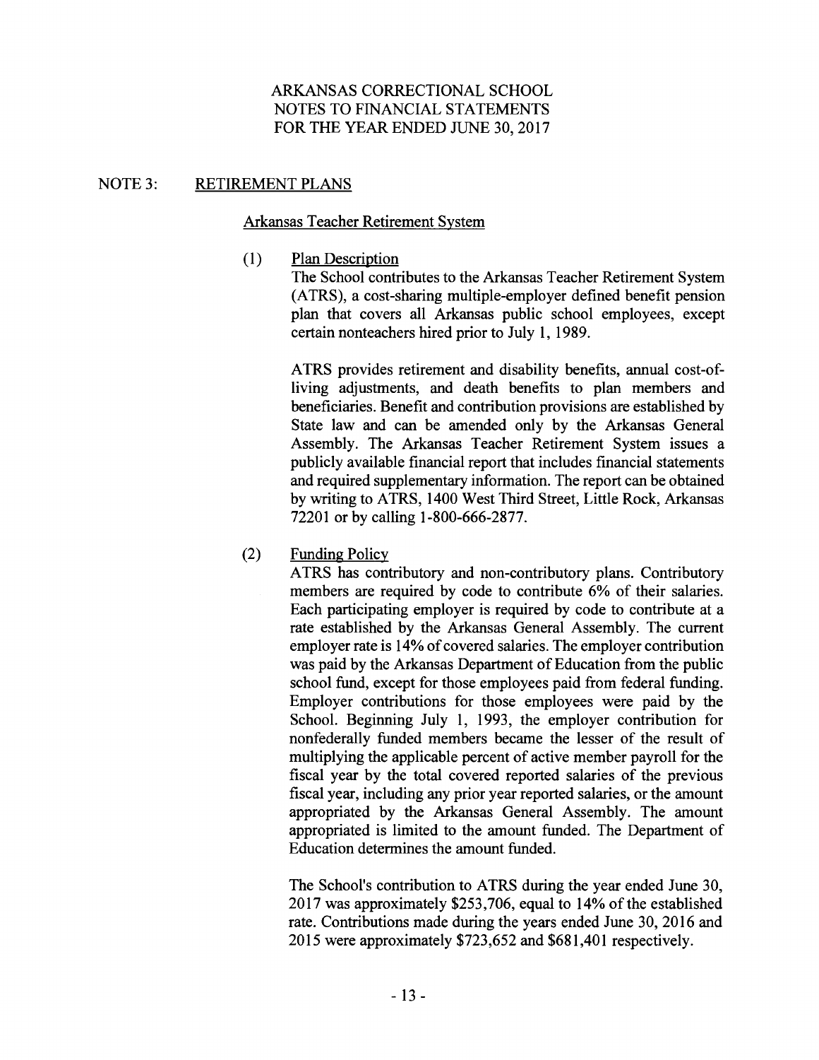ARKANSAS CORRECTIONAL SCHOOL
NOTES TO FINANCIAL STATEMENTS
FOR THE YEAR ENDED JUNE 30, 2017

## NOTE 3: RETIREMENT PLANS

### Arkansas Teacher Retirement System

(1) Plan Description

The School contributes to the Arkansas Teacher Retirement System (ATRS), a cost-sharing multiple-employer defined benefit pension plan that covers all Arkansas public school employees, except certain nonteachers hired prior to July 1, 1989.

ATRS provides retirement and disability benefits, annual cost-of-living adjustments, and death benefits to plan members and beneficiaries. Benefit and contribution provisions are established by State law and can be amended only by the Arkansas General Assembly. The Arkansas Teacher Retirement System issues a publicly available financial report that includes financial statements and required supplementary information. The report can be obtained by writing to ATRS, 1400 West Third Street, Little Rock, Arkansas 72201 or by calling 1-800-666-2877.

(2) Funding Policy

ATRS has contributory and non-contributory plans. Contributory members are required by code to contribute 6% of their salaries. Each participating employer is required by code to contribute at a rate established by the Arkansas General Assembly. The current employer rate is 14% of covered salaries. The employer contribution was paid by the Arkansas Department of Education from the public school fund, except for those employees paid from federal funding. Employer contributions for those employees were paid by the School. Beginning July 1, 1993, the employer contribution for nonfederally funded members became the lesser of the result of multiplying the applicable percent of active member payroll for the fiscal year by the total covered reported salaries of the previous fiscal year, including any prior year reported salaries, or the amount appropriated by the Arkansas General Assembly. The amount appropriated is limited to the amount funded. The Department of Education determines the amount funded.

The School's contribution to ATRS during the year ended June 30, 2017 was approximately $253,706, equal to 14% of the established rate. Contributions made during the years ended June 30, 2016 and 2015 were approximately $723,652 and $681,401 respectively.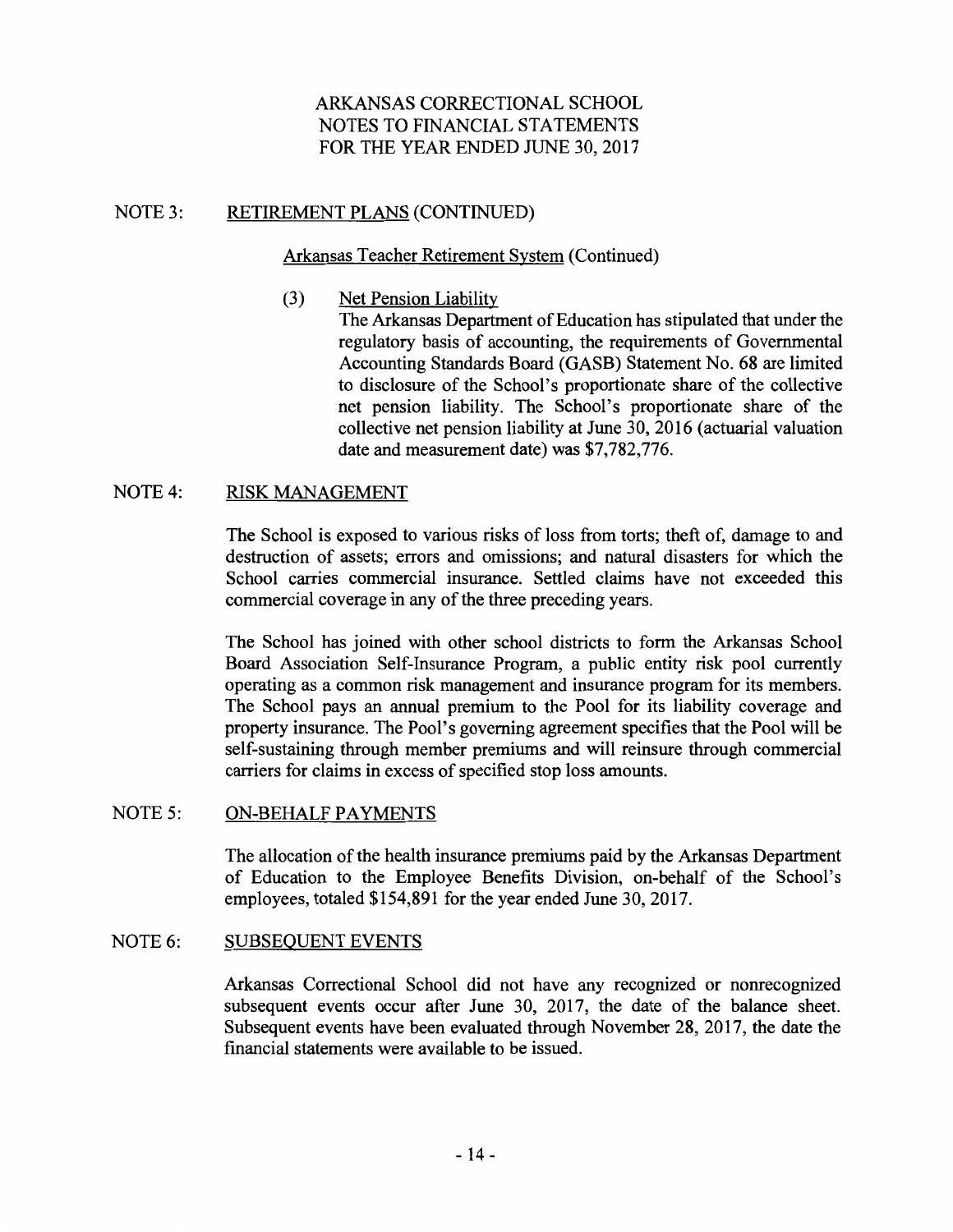ARKANSAS CORRECTIONAL SCHOOL
NOTES TO FINANCIAL STATEMENTS
FOR THE YEAR ENDED JUNE 30, 2017

## NOTE 3: RETIREMENT PLANS (CONTINUED)

### Arkansas Teacher Retirement System (Continued)

(3) Net Pension Liability

The Arkansas Department of Education has stipulated that under the regulatory basis of accounting, the requirements of Governmental Accounting Standards Board (GASB) Statement No. 68 are limited to disclosure of the School's proportionate share of the collective net pension liability. The School's proportionate share of the collective net pension liability at June 30, 2016 (actuarial valuation date and measurement date) was $7,782,776.

## NOTE 4: RISK MANAGEMENT

The School is exposed to various risks of loss from torts; theft of, damage to and destruction of assets; errors and omissions; and natural disasters for which the School carries commercial insurance. Settled claims have not exceeded this commercial coverage in any of the three preceding years.

The School has joined with other school districts to form the Arkansas School Board Association Self-Insurance Program, a public entity risk pool currently operating as a common risk management and insurance program for its members. The School pays an annual premium to the Pool for its liability coverage and property insurance. The Pool's governing agreement specifies that the Pool will be self-sustaining through member premiums and will reinsure through commercial carriers for claims in excess of specified stop loss amounts.

## NOTE 5: ON-BEHALF PAYMENTS

The allocation of the health insurance premiums paid by the Arkansas Department of Education to the Employee Benefits Division, on-behalf of the School's employees, totaled $154,891 for the year ended June 30, 2017.

## NOTE 6: SUBSEQUENT EVENTS

Arkansas Correctional School did not have any recognized or nonrecognized subsequent events occur after June 30, 2017, the date of the balance sheet. Subsequent events have been evaluated through November 28, 2017, the date the financial statements were available to be issued.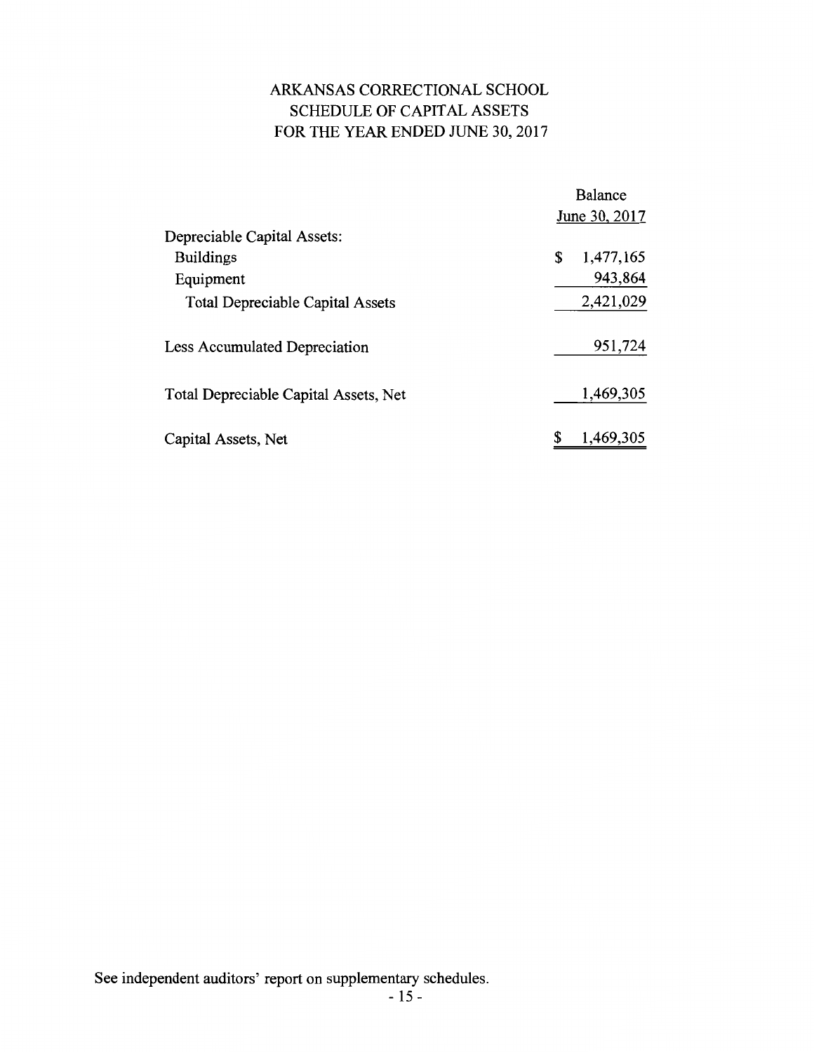# ARKANSAS CORRECTIONAL SCHOOL
## SCHEDULE OF CAPITAL ASSETS
## FOR THE YEAR ENDED JUNE 30, 2017

| | Balance June 30, 2017 |
|---|---|
| Depreciable Capital Assets: | |
| Buildings | $ 1,477,165 |
| Equipment | 943,864 |
| Total Depreciable Capital Assets | 2,421,029 |
| Less Accumulated Depreciation | 951,724 |
| Total Depreciable Capital Assets, Net | 1,469,305 |
| Capital Assets, Net | $ 1,469,305 |

See independent auditors' report on supplementary schedules.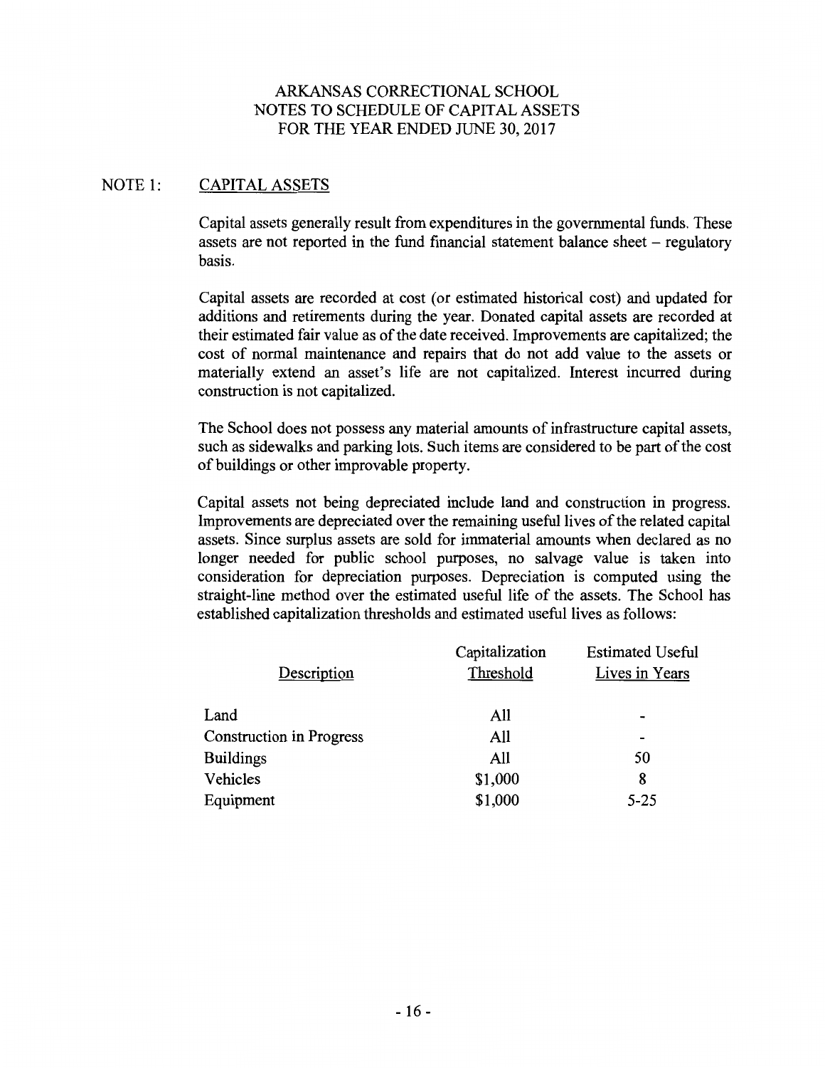# ARKANSAS CORRECTIONAL SCHOOL
## NOTES TO SCHEDULE OF CAPITAL ASSETS
## FOR THE YEAR ENDED JUNE 30, 2017

### NOTE 1: CAPITAL ASSETS

Capital assets generally result from expenditures in the governmental funds. These assets are not reported in the fund financial statement balance sheet – regulatory basis.

Capital assets are recorded at cost (or estimated historical cost) and updated for additions and retirements during the year. Donated capital assets are recorded at their estimated fair value as of the date received. Improvements are capitalized; the cost of normal maintenance and repairs that do not add value to the assets or materially extend an asset's life are not capitalized. Interest incurred during construction is not capitalized.

The School does not possess any material amounts of infrastructure capital assets, such as sidewalks and parking lots. Such items are considered to be part of the cost of buildings or other improvable property.

Capital assets not being depreciated include land and construction in progress. Improvements are depreciated over the remaining useful lives of the related capital assets. Since surplus assets are sold for immaterial amounts when declared as no longer needed for public school purposes, no salvage value is taken into consideration for depreciation purposes. Depreciation is computed using the straight-line method over the estimated useful life of the assets. The School has established capitalization thresholds and estimated useful lives as follows:

| Description | Capitalization Threshold | Estimated Useful Lives in Years |
|---|---|---|
| Land | All | - |
| Construction in Progress | All | - |
| Buildings | All | 50 |
| Vehicles | $1,000 | 8 |
| Equipment | $1,000 | 5-25 |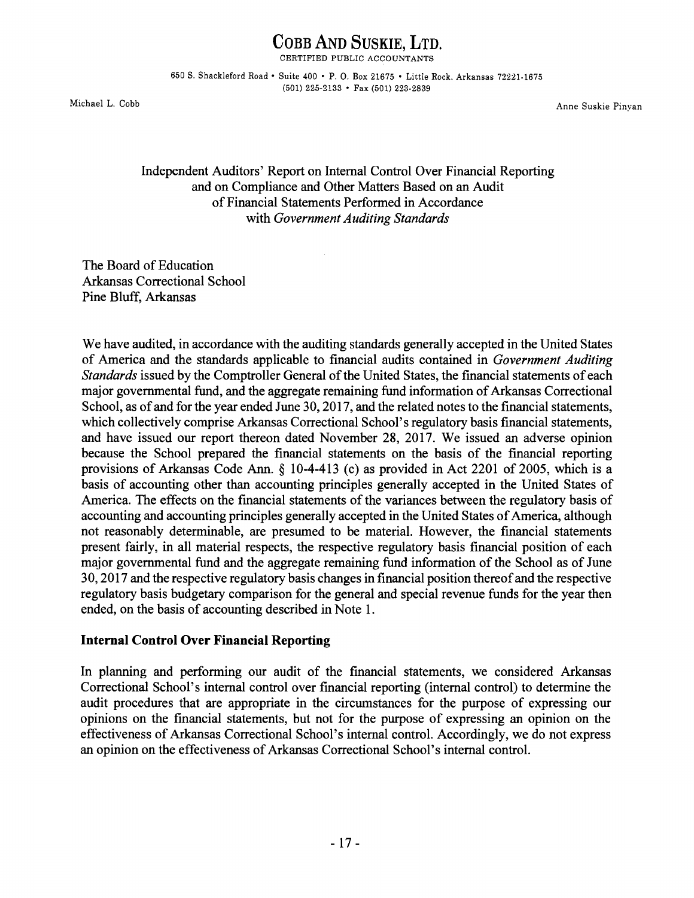# COBB AND SUSKIE, LTD.

CERTIFIED PUBLIC ACCOUNTANTS

650 S. Shackleford Road • Suite 400 • P. O. Box 21675 • Little Rock, Arkansas 72221-1675
(501) 225-2133 • Fax (501) 223-2839

Michael L. Cobb

Anne Suskie Pinyan

## Independent Auditors' Report on Internal Control Over Financial Reporting and on Compliance and Other Matters Based on an Audit of Financial Statements Performed in Accordance with *Government Auditing Standards*

The Board of Education
Arkansas Correctional School
Pine Bluff, Arkansas

We have audited, in accordance with the auditing standards generally accepted in the United States of America and the standards applicable to financial audits contained in *Government Auditing Standards* issued by the Comptroller General of the United States, the financial statements of each major governmental fund, and the aggregate remaining fund information of Arkansas Correctional School, as of and for the year ended June 30, 2017, and the related notes to the financial statements, which collectively comprise Arkansas Correctional School's regulatory basis financial statements, and have issued our report thereon dated November 28, 2017. We issued an adverse opinion because the School prepared the financial statements on the basis of the financial reporting provisions of Arkansas Code Ann. § 10-4-413 (c) as provided in Act 2201 of 2005, which is a basis of accounting other than accounting principles generally accepted in the United States of America. The effects on the financial statements of the variances between the regulatory basis of accounting and accounting principles generally accepted in the United States of America, although not reasonably determinable, are presumed to be material. However, the financial statements present fairly, in all material respects, the respective regulatory basis financial position of each major governmental fund and the aggregate remaining fund information of the School as of June 30, 2017 and the respective regulatory basis changes in financial position thereof and the respective regulatory basis budgetary comparison for the general and special revenue funds for the year then ended, on the basis of accounting described in Note 1.

### Internal Control Over Financial Reporting

In planning and performing our audit of the financial statements, we considered Arkansas Correctional School's internal control over financial reporting (internal control) to determine the audit procedures that are appropriate in the circumstances for the purpose of expressing our opinions on the financial statements, but not for the purpose of expressing an opinion on the effectiveness of Arkansas Correctional School's internal control. Accordingly, we do not express an opinion on the effectiveness of Arkansas Correctional School's internal control.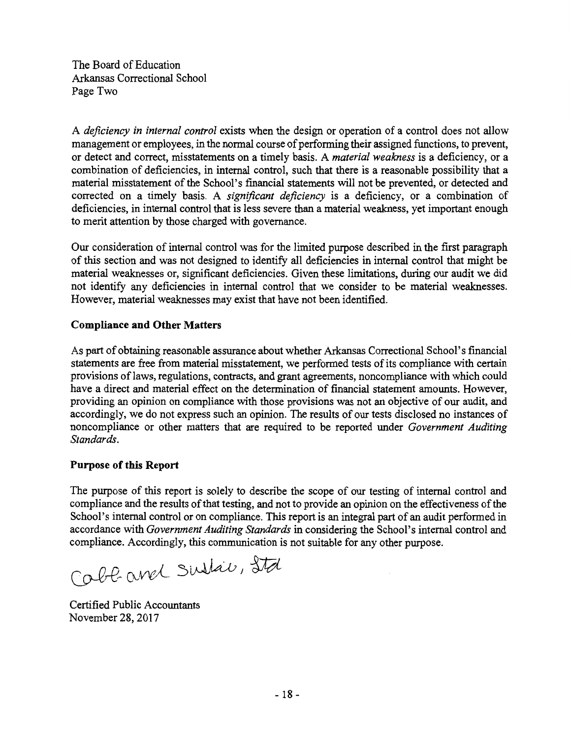The Board of Education
Arkansas Correctional School
Page Two

A *deficiency in internal control* exists when the design or operation of a control does not allow management or employees, in the normal course of performing their assigned functions, to prevent, or detect and correct, misstatements on a timely basis. A *material weakness* is a deficiency, or a combination of deficiencies, in internal control, such that there is a reasonable possibility that a material misstatement of the School's financial statements will not be prevented, or detected and corrected on a timely basis. A *significant deficiency* is a deficiency, or a combination of deficiencies, in internal control that is less severe than a material weakness, yet important enough to merit attention by those charged with governance.

Our consideration of internal control was for the limited purpose described in the first paragraph of this section and was not designed to identify all deficiencies in internal control that might be material weaknesses or, significant deficiencies. Given these limitations, during our audit we did not identify any deficiencies in internal control that we consider to be material weaknesses. However, material weaknesses may exist that have not been identified.

**Compliance and Other Matters**

As part of obtaining reasonable assurance about whether Arkansas Correctional School's financial statements are free from material misstatement, we performed tests of its compliance with certain provisions of laws, regulations, contracts, and grant agreements, noncompliance with which could have a direct and material effect on the determination of financial statement amounts. However, providing an opinion on compliance with those provisions was not an objective of our audit, and accordingly, we do not express such an opinion. The results of our tests disclosed no instances of noncompliance or other matters that are required to be reported under *Government Auditing Standards*.

**Purpose of this Report**

The purpose of this report is solely to describe the scope of our testing of internal control and compliance and the results of that testing, and not to provide an opinion on the effectiveness of the School's internal control or on compliance. This report is an integral part of an audit performed in accordance with *Government Auditing Standards* in considering the School's internal control and compliance. Accordingly, this communication is not suitable for any other purpose.

Cobb and Sinclair, Ltd

Certified Public Accountants
November 28, 2017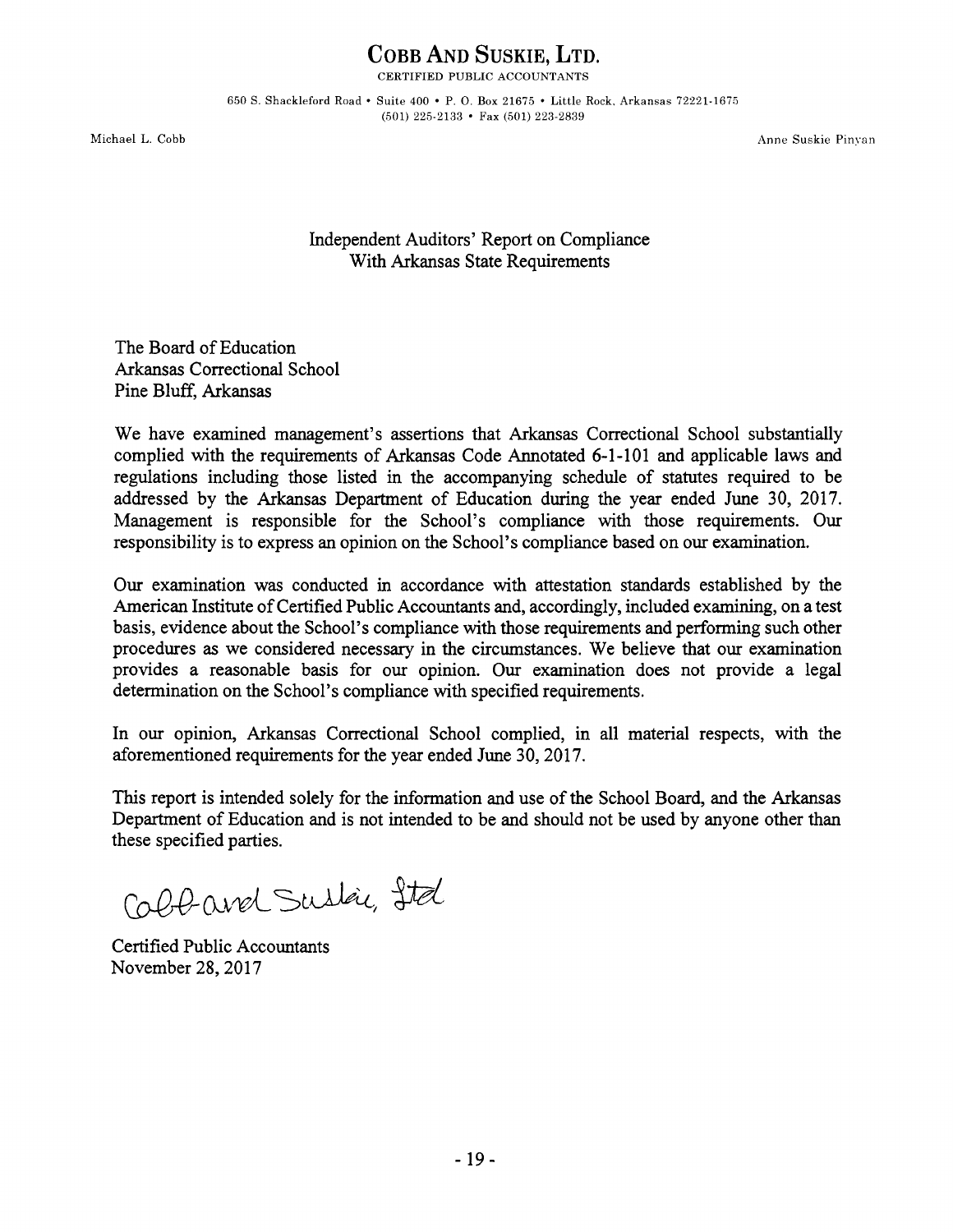# Cobb And Suskie, Ltd.

CERTIFIED PUBLIC ACCOUNTANTS

650 S. Shackleford Road • Suite 400 • P. O. Box 21675 • Little Rock, Arkansas 72221-1675
(501) 225-2133 • Fax (501) 223-2839

Michael L. Cobb

Anne Suskie Pinyan

## Independent Auditors' Report on Compliance With Arkansas State Requirements

The Board of Education
Arkansas Correctional School
Pine Bluff, Arkansas

We have examined management's assertions that Arkansas Correctional School substantially complied with the requirements of Arkansas Code Annotated 6-1-101 and applicable laws and regulations including those listed in the accompanying schedule of statutes required to be addressed by the Arkansas Department of Education during the year ended June 30, 2017. Management is responsible for the School's compliance with those requirements. Our responsibility is to express an opinion on the School's compliance based on our examination.

Our examination was conducted in accordance with attestation standards established by the American Institute of Certified Public Accountants and, accordingly, included examining, on a test basis, evidence about the School's compliance with those requirements and performing such other procedures as we considered necessary in the circumstances. We believe that our examination provides a reasonable basis for our opinion. Our examination does not provide a legal determination on the School's compliance with specified requirements.

In our opinion, Arkansas Correctional School complied, in all material respects, with the aforementioned requirements for the year ended June 30, 2017.

This report is intended solely for the information and use of the School Board, and the Arkansas Department of Education and is not intended to be and should not be used by anyone other than these specified parties.

Cobb and Suskie, Ltd

Certified Public Accountants
November 28, 2017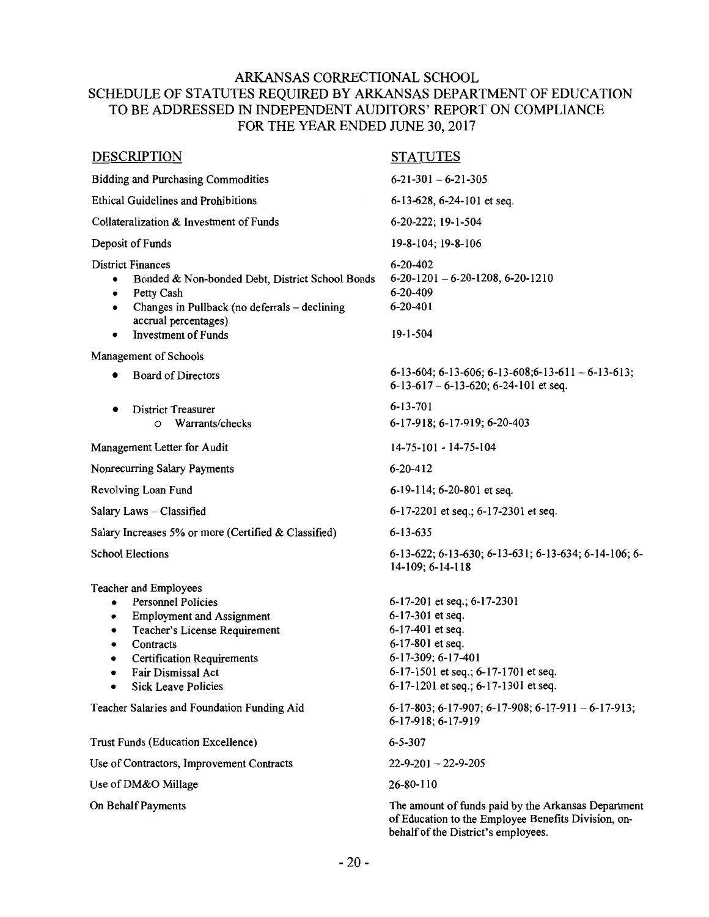# ARKANSAS CORRECTIONAL SCHOOL
## SCHEDULE OF STATUTES REQUIRED BY ARKANSAS DEPARTMENT OF EDUCATION TO BE ADDRESSED IN INDEPENDENT AUDITORS' REPORT ON COMPLIANCE
## FOR THE YEAR ENDED JUNE 30, 2017

| DESCRIPTION | STATUTES |
|---|---|
| Bidding and Purchasing Commodities | 6-21-301 – 6-21-305 |
| Ethical Guidelines and Prohibitions | 6-13-628, 6-24-101 et seq. |
| Collateralization & Investment of Funds | 6-20-222; 19-1-504 |
| Deposit of Funds | 19-8-104; 19-8-106 |
| District Finances | 6-20-402 |
| • Bonded & Non-bonded Debt, District School Bonds | 6-20-1201 – 6-20-1208, 6-20-1210 |
| • Petty Cash | 6-20-409 |
| • Changes in Pullback (no deferrals – declining accrual percentages) | 6-20-401 |
| • Investment of Funds | 19-1-504 |
| Management of Schools | |
| • Board of Directors | 6-13-604; 6-13-606; 6-13-608;6-13-611 – 6-13-613; 6-13-617 – 6-13-620; 6-24-101 et seq. |
| • District Treasurer | 6-13-701 |
| ○ Warrants/checks | 6-17-918; 6-17-919; 6-20-403 |
| Management Letter for Audit | 14-75-101 - 14-75-104 |
| Nonrecurring Salary Payments | 6-20-412 |
| Revolving Loan Fund | 6-19-114; 6-20-801 et seq. |
| Salary Laws – Classified | 6-17-2201 et seq.; 6-17-2301 et seq. |
| Salary Increases 5% or more (Certified & Classified) | 6-13-635 |
| School Elections | 6-13-622; 6-13-630; 6-13-631; 6-13-634; 6-14-106; 6-14-109; 6-14-118 |
| Teacher and Employees | |
| • Personnel Policies | 6-17-201 et seq.; 6-17-2301 |
| • Employment and Assignment | 6-17-301 et seq. |
| • Teacher's License Requirement | 6-17-401 et seq. |
| • Contracts | 6-17-801 et seq. |
| • Certification Requirements | 6-17-309; 6-17-401 |
| • Fair Dismissal Act | 6-17-1501 et seq.; 6-17-1701 et seq. |
| • Sick Leave Policies | 6-17-1201 et seq.; 6-17-1301 et seq. |
| Teacher Salaries and Foundation Funding Aid | 6-17-803; 6-17-907; 6-17-908; 6-17-911 – 6-17-913; 6-17-918; 6-17-919 |
| Trust Funds (Education Excellence) | 6-5-307 |
| Use of Contractors, Improvement Contracts | 22-9-201 – 22-9-205 |
| Use of DM&O Millage | 26-80-110 |
| On Behalf Payments | The amount of funds paid by the Arkansas Department of Education to the Employee Benefits Division, on-behalf of the District's employees. |